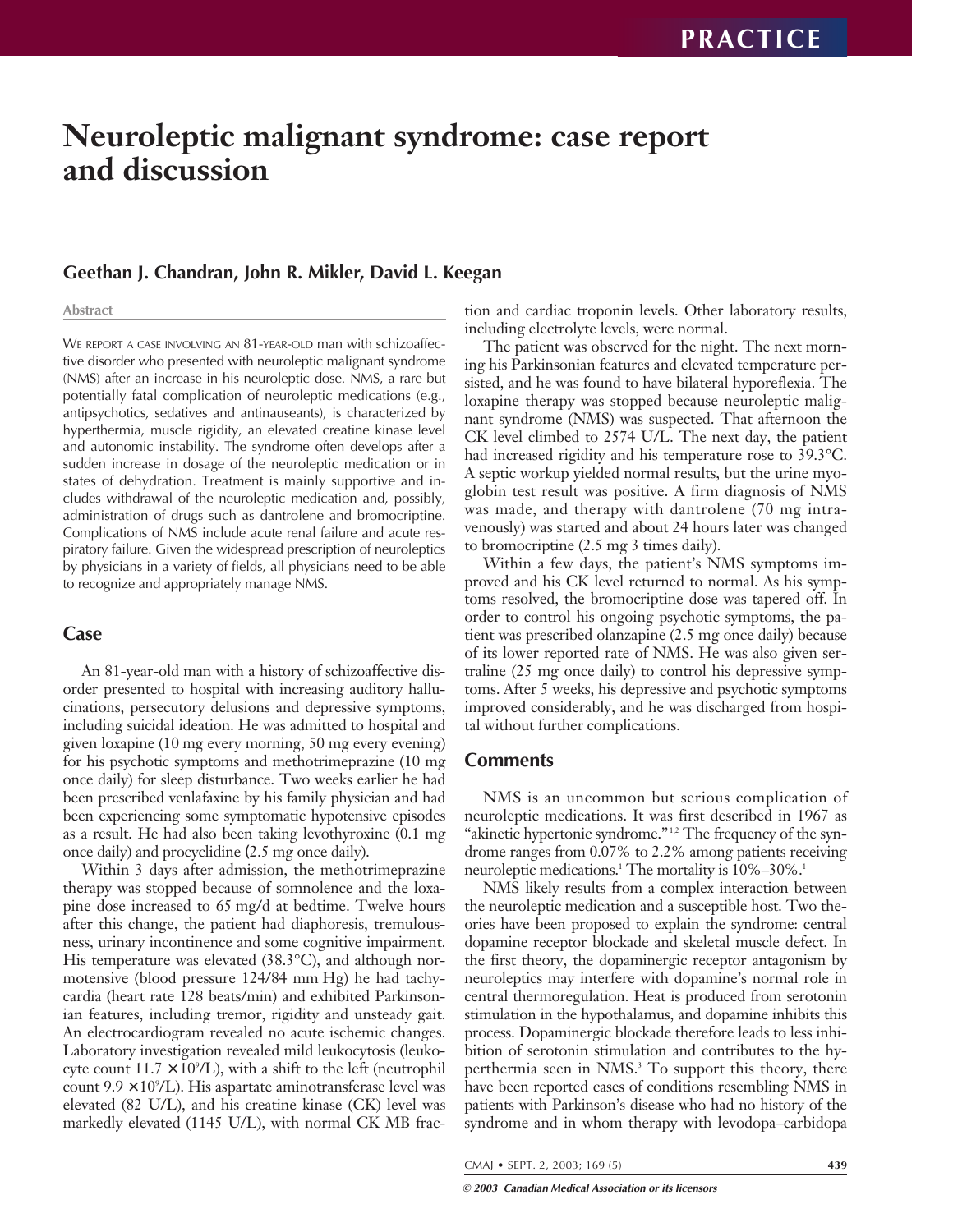# Neuroleptic malignant syndrome: case report and discussion

## Geethan J. Chandran, John R. Mikler, David L. Keegan

### Abstract

WE REPORT A CASE INVOLVING AN 81-YEAR-OLD man with schizoaffective disorder who presented with neuroleptic malignant syndrome (NMS) after an increase in his neuroleptic dose. NMS, a rare but potentially fatal complication of neuroleptic medications (e.g., antipsychotics, sedatives and antinauseants), is characterized by hyperthermia, muscle rigidity, an elevated creatine kinase level and autonomic instability. The syndrome often develops after a sudden increase in dosage of the neuroleptic medication or in states of dehydration. Treatment is mainly supportive and includes withdrawal of the neuroleptic medication and, possibly, administration of drugs such as dantrolene and bromocriptine. Complications of NMS include acute renal failure and acute respiratory failure. Given the widespread prescription of neuroleptics by physicians in a variety of fields, all physicians need to be able to recognize and appropriately manage NMS.

## Case

An 81-year-old man with a history of schizoaffective disorder presented to hospital with increasing auditory hallucinations, persecutory delusions and depressive symptoms, including suicidal ideation. He was admitted to hospital and given loxapine (10 mg every morning, 50 mg every evening) for his psychotic symptoms and methotrimeprazine (10 mg once daily) for sleep disturbance. Two weeks earlier he had been prescribed venlafaxine by his family physician and had been experiencing some symptomatic hypotensive episodes as a result. He had also been taking levothyroxine (0.1 mg once daily) and procyclidine (2.5 mg once daily).

Within 3 days after admission, the methotrimeprazine therapy was stopped because of somnolence and the loxapine dose increased to 65 mg/d at bedtime. Twelve hours after this change, the patient had diaphoresis, tremulousness, urinary incontinence and some cognitive impairment. His temperature was elevated (38.3°C), and although normotensive (blood pressure 124/84 mm Hg) he had tachycardia (heart rate 128 beats/min) and exhibited Parkinsonian features, including tremor, rigidity and unsteady gait. An electrocardiogram revealed no acute ischemic changes. Laboratory investigation revealed mild leukocytosis (leukocyte count $11.7 \times 10^9$/L), with a shift to the left (neutrophil count $9.9 \times 10^9$/L). His aspartate aminotransferase level was elevated (82 U/L), and his creatine kinase (CK) level was markedly elevated (1145 U/L), with normal CK MB fraction and cardiac troponin levels. Other laboratory results, including electrolyte levels, were normal.

The patient was observed for the night. The next morning his Parkinsonian features and elevated temperature persisted, and he was found to have bilateral hyporeflexia. The loxapine therapy was stopped because neuroleptic malignant syndrome (NMS) was suspected. That afternoon the CK level climbed to 2574 U/L. The next day, the patient had increased rigidity and his temperature rose to 39.3°C. A septic workup yielded normal results, but the urine myoglobin test result was positive. A firm diagnosis of NMS was made, and therapy with dantrolene (70 mg intravenously) was started and about 24 hours later was changed to bromocriptine (2.5 mg 3 times daily).

Within a few days, the patient's NMS symptoms improved and his CK level returned to normal. As his symptoms resolved, the bromocriptine dose was tapered off. In order to control his ongoing psychotic symptoms, the patient was prescribed olanzapine (2.5 mg once daily) because of its lower reported rate of NMS. He was also given sertraline (25 mg once daily) to control his depressive symptoms. After 5 weeks, his depressive and psychotic symptoms improved considerably, and he was discharged from hospital without further complications.

## Comments

NMS is an uncommon but serious complication of neuroleptic medications. It was first described in 1967 as "akinetic hypertonic syndrome."[1,2] The frequency of the syndrome ranges from 0.07% to 2.2% among patients receiving neuroleptic medications.[1] The mortality is 10%–30%.[1]

NMS likely results from a complex interaction between the neuroleptic medication and a susceptible host. Two theories have been proposed to explain the syndrome: central dopamine receptor blockade and skeletal muscle defect. In the first theory, the dopaminergic receptor antagonism by neuroleptics may interfere with dopamine's normal role in central thermoregulation. Heat is produced from serotonin stimulation in the hypothalamus, and dopamine inhibits this process. Dopaminergic blockade therefore leads to less inhibition of serotonin stimulation and contributes to the hyperthermia seen in NMS.[3] To support this theory, there have been reported cases of conditions resembling NMS in patients with Parkinson's disease who had no history of the syndrome and in whom therapy with levodopa–carbidopa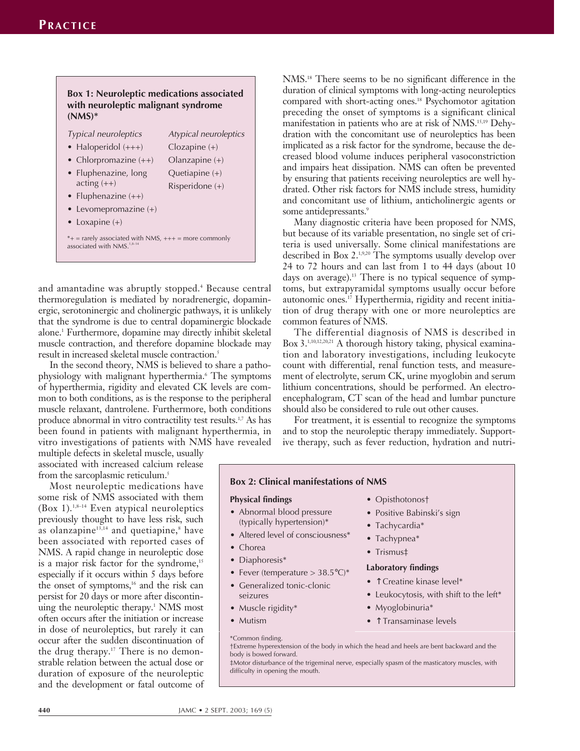**Box 1: Neuroleptic medications associated with neuroleptic malignant syndrome (NMS)***

| *Typical neuroleptics* | *Atypical neuroleptics* |
|---|---|
| • Haloperidol (+++) | Clozapine (+) |
| • Chlorpromazine (++) | Olanzapine (+) |
| • Fluphenazine, long acting (++) | Quetiapine (+) |
| • Fluphenazine (++) | Risperidone (+) |
| • Levomepromazine (+) | |
| • Loxapine (+) | |

*+ = rarely associated with NMS, +++ = more commonly associated with NMS.[1,8–14]

and amantadine was abruptly stopped.[4] Because central thermoregulation is mediated by noradrenergic, dopaminergic, serotoninergic and cholinergic pathways, it is unlikely that the syndrome is due to central dopaminergic blockade alone.[1] Furthermore, dopamine may directly inhibit skeletal muscle contraction, and therefore dopamine blockade may result in increased skeletal muscle contraction.[5]

In the second theory, NMS is believed to share a pathophysiology with malignant hyperthermia.[6] The symptoms of hyperthermia, rigidity and elevated CK levels are common to both conditions, as is the response to the peripheral muscle relaxant, dantrolene. Furthermore, both conditions produce abnormal in vitro contractility test results.[1,7] As has been found in patients with malignant hyperthermia, in vitro investigations of patients with NMS have revealed multiple defects in skeletal muscle, usually associated with increased calcium release from the sarcoplasmic reticulum.[5]

Most neuroleptic medications have some risk of NMS associated with them (Box 1).[1,8–14] Even atypical neuroleptics previously thought to have less risk, such as olanzapine[13,14] and quetiapine,[8] have been associated with reported cases of NMS. A rapid change in neuroleptic dose is a major risk factor for the syndrome,[15] especially if it occurs within 5 days before the onset of symptoms,[16] and the risk can persist for 20 days or more after discontinuing the neuroleptic therapy.[1] NMS most often occurs after the initiation or increase in dose of neuroleptics, but rarely it can occur after the sudden discontinuation of the drug therapy.[17] There is no demonstrable relation between the actual dose or duration of exposure of the neuroleptic and the development or fatal outcome of NMS.[18] There seems to be no significant difference in the duration of clinical symptoms with long-acting neuroleptics compared with short-acting ones.[18] Psychomotor agitation preceding the onset of symptoms is a significant clinical manifestation in patients who are at risk of NMS.[15,19] Dehydration with the concomitant use of neuroleptics has been implicated as a risk factor for the syndrome, because the decreased blood volume induces peripheral vasoconstriction and impairs heat dissipation. NMS can often be prevented by ensuring that patients receiving neuroleptics are well hydrated. Other risk factors for NMS include stress, humidity and concomitant use of lithium, anticholinergic agents or some antidepressants.[9]

Many diagnostic criteria have been proposed for NMS, but because of its variable presentation, no single set of criteria is used universally. Some clinical manifestations are described in Box 2.[1,9,20] The symptoms usually develop over 24 to 72 hours and can last from 1 to 44 days (about 10 days on average).[13] There is no typical sequence of symptoms, but extrapyramidal symptoms usually occur before autonomic ones.[17] Hyperthermia, rigidity and recent initiation of drug therapy with one or more neuroleptics are common features of NMS.

The differential diagnosis of NMS is described in Box 3.[1,10,12,20,21] A thorough history taking, physical examination and laboratory investigations, including leukocyte count with differential, renal function tests, and measurement of electrolyte, serum CK, urine myoglobin and serum lithium concentrations, should be performed. An electroencephalogram, CT scan of the head and lumbar puncture should also be considered to rule out other causes.

For treatment, it is essential to recognize the symptoms and to stop the neuroleptic therapy immediately. Supportive therapy, such as fever reduction, hydration and nutri-

**Box 2: Clinical manifestations of NMS**

**Physical findings**

- Abnormal blood pressure (typically hypertension)*
- Altered level of consciousness*
- Chorea
- Diaphoresis*
- Fever (temperature > 38.5°C)*
- Generalized tonic-clonic seizures
- Muscle rigidity*
- Mutism
- Opisthotonos†
- Positive Babinski's sign
- Tachycardia*
- Tachypnea*
- Trismus‡

**Laboratory findings**

- ↑Creatine kinase level*
- Leukocytosis, with shift to the left*
- Myoglobinuria*
- ↑Transaminase levels

*Common finding.
†Extreme hyperextension of the body in which the head and heels are bent backward and the body is bowed forward.
‡Motor disturbance of the trigeminal nerve, especially spasm of the masticatory muscles, with difficulty in opening the mouth.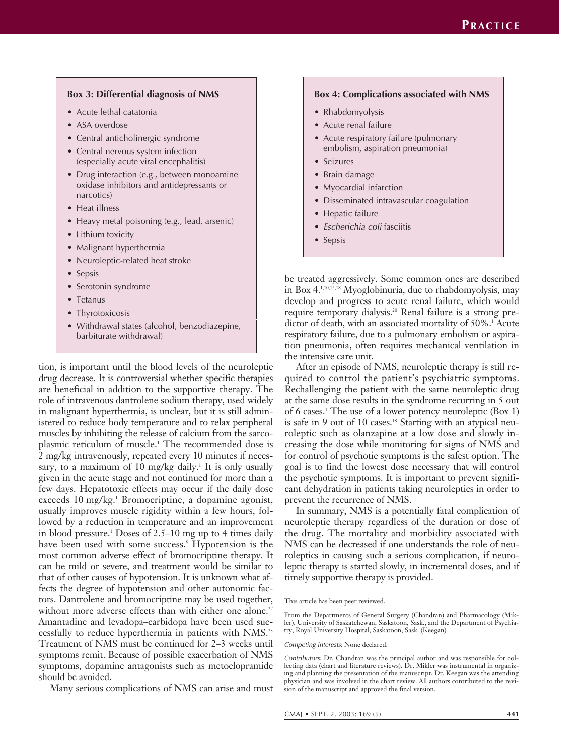**Box 3: Differential diagnosis of NMS**

- Acute lethal catatonia
- ASA overdose
- Central anticholinergic syndrome
- Central nervous system infection (especially acute viral encephalitis)
- Drug interaction (e.g., between monoamine oxidase inhibitors and antidepressants or narcotics)
- Heat illness
- Heavy metal poisoning (e.g., lead, arsenic)
- Lithium toxicity
- Malignant hyperthermia
- Neuroleptic-related heat stroke
- Sepsis
- Serotonin syndrome
- Tetanus
- Thyrotoxicosis
- Withdrawal states (alcohol, benzodiazepine, barbiturate withdrawal)

tion, is important until the blood levels of the neuroleptic drug decrease. It is controversial whether specific therapies are beneficial in addition to the supportive therapy. The role of intravenous dantrolene sodium therapy, used widely in malignant hyperthermia, is unclear, but it is still administered to reduce body temperature and to relax peripheral muscles by inhibiting the release of calcium from the sarcoplasmic reticulum of muscle.[1] The recommended dose is 2 mg/kg intravenously, repeated every 10 minutes if necessary, to a maximum of 10 mg/kg daily.[1] It is only usually given in the acute stage and not continued for more than a few days. Hepatotoxic effects may occur if the daily dose exceeds 10 mg/kg.[1] Bromocriptine, a dopamine agonist, usually improves muscle rigidity within a few hours, followed by a reduction in temperature and an improvement in blood pressure.[1] Doses of 2.5–10 mg up to 4 times daily have been used with some success.[9] Hypotension is the most common adverse effect of bromocriptine therapy. It can be mild or severe, and treatment would be similar to that of other causes of hypotension. It is unknown what affects the degree of hypotension and other autonomic factors. Dantrolene and bromocriptine may be used together, without more adverse effects than with either one alone.[22] Amantadine and levadopa–carbidopa have been used successfully to reduce hyperthermia in patients with NMS.[23] Treatment of NMS must be continued for 2–3 weeks until symptoms remit. Because of possible exacerbation of NMS symptoms, dopamine antagonists such as metoclopramide should be avoided.

Many serious complications of NMS can arise and must be treated aggressively. Some common ones are described in Box 4.[1,10,12,18] Myoglobinuria, due to rhabdomyolysis, may develop and progress to acute renal failure, which would require temporary dialysis.[20] Renal failure is a strong predictor of death, with an associated mortality of 50%.[1] Acute respiratory failure, due to a pulmonary embolism or aspiration pneumonia, often requires mechanical ventilation in the intensive care unit.

**Box 4: Complications associated with NMS**

- Rhabdomyolysis
- Acute renal failure
- Acute respiratory failure (pulmonary embolism, aspiration pneumonia)
- Seizures
- Brain damage
- Myocardial infarction
- Disseminated intravascular coagulation
- Hepatic failure
- *Escherichia coli* fasciitis
- Sepsis

After an episode of NMS, neuroleptic therapy is still required to control the patient's psychiatric symptoms. Rechallenging the patient with the same neuroleptic drug at the same dose results in the syndrome recurring in 5 out of 6 cases.[1] The use of a lower potency neuroleptic (Box 1) is safe in 9 out of 10 cases.[18] Starting with an atypical neuroleptic such as olanzapine at a low dose and slowly increasing the dose while monitoring for signs of NMS and for control of psychotic symptoms is the safest option. The goal is to find the lowest dose necessary that will control the psychotic symptoms. It is important to prevent significant dehydration in patients taking neuroleptics in order to prevent the recurrence of NMS.

In summary, NMS is a potentially fatal complication of neuroleptic therapy regardless of the duration or dose of the drug. The mortality and morbidity associated with NMS can be decreased if one understands the role of neuroleptics in causing such a serious complication, if neuroleptic therapy is started slowly, in incremental doses, and if timely supportive therapy is provided.

This article has been peer reviewed.

From the Departments of General Surgery (Chandran) and Pharmacology (Mikler), University of Saskatchewan, Saskatoon, Sask., and the Department of Psychiatry, Royal University Hospital, Saskatoon, Sask. (Keegan)

*Competing interests:* None declared.

*Contributors:* Dr. Chandran was the principal author and was responsible for collecting data (chart and literature reviews). Dr. Mikler was instrumental in organizing and planning the presentation of the manuscript. Dr. Keegan was the attending physician and was involved in the chart review. All authors contributed to the revision of the manuscript and approved the final version.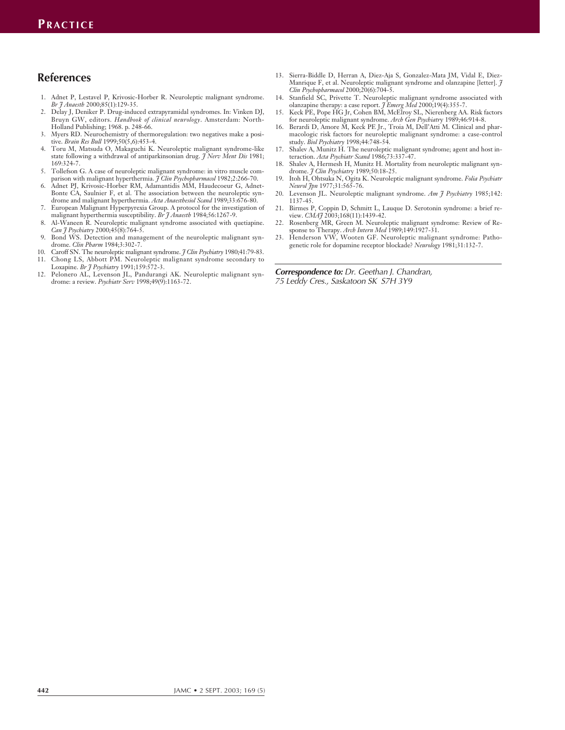## References

1. Adnet P, Lestavel P, Krivosic-Horber R. Neuroleptic malignant syndrome. *Br J Anaesth* 2000;85(1):129-35.
2. Delay J, Deniker P. Drug-induced extrapyramidal syndromes. In: Vinken DJ, Bruyn GW, editors. *Handbook of clinical neurology*. Amsterdam: North-Holland Publishing; 1968. p. 248-66.
3. Myers RD. Neurochemistry of thermoregulation: two negatives make a positive. *Brain Res Bull* 1999;50(5,6):453-4.
4. Toru M, Matsuda O, Makaguchi K. Neuroleptic malignant syndrome-like state following a withdrawal of antiparkinsonian drug. *J Nerv Ment Dis* 1981; 169:324-7.
5. Tollefson G. A case of neuroleptic malignant syndrome: in vitro muscle comparison with malignant hyperthermia. *J Clin Psychopharmacol* 1982;2:266-70.
6. Adnet PJ, Krivosic-Horber RM, Adamantidis MM, Haudecoeur G, Adnet-Bonte CA, Saulnier F, et al. The association between the neuroleptic syndrome and malignant hyperthermia. *Acta Anaesthesiol Scand* 1989;33:676-80.
7. European Malignant Hyperpyrexia Group. A protocol for the investigation of malignant hyperthermia susceptibility. *Br J Anaesth* 1984;56:1267-9.
8. Al-Waneen R. Neuroleptic malignant syndrome associated with quetiapine. *Can J Psychiatry* 2000;45(8):764-5.
9. Bond WS. Detection and management of the neuroleptic malignant syndrome. *Clin Pharm* 1984;3:302-7.
10. Caroff SN. The neuroleptic malignant syndrome. *J Clin Psychiatry* 1980;41:79-83.
11. Chong LS, Abbott PM. Neuroleptic malignant syndrome secondary to Loxapine. *Br J Psychiatry* 1991;159:572-3.
12. Pelonero AL, Levenson JL, Pandurangi AK. Neuroleptic malignant syndrome: a review. *Psychiatr Serv* 1998;49(9):1163-72.
13. Sierra-Biddle D, Herran A, Diez-Aja S, Gonzalez-Mata JM, Vidal E, Diez-Manrique F, et al. Neuroleptic malignant syndrome and olanzapine [letter]. *J Clin Psychopharmacol* 2000;20(6):704-5.
14. Stanfield SC, Privette T. Neuroleptic malignant syndrome associated with olanzapine therapy: a case report. *J Emerg Med* 2000;19(4):355-7.
15. Keck PE, Pope HG Jr, Cohen BM, McElroy SL, Nierenberg AA. Risk factors for neuroleptic malignant syndrome. *Arch Gen Psychiatry* 1989;46:914-8.
16. Berardi D, Amore M, Keck PE Jr., Troia M, Dell'Atti M. Clinical and pharmacologic risk factors for neuroleptic malignant syndrome: a case-control study. *Biol Psychiatry* 1998;44:748-54.
17. Shalev A, Munitz H. The neuroleptic malignant syndrome; agent and host interaction. *Acta Psychiatr Scand* 1986;73:337-47.
18. Shalev A, Hermesh H, Munitz H. Mortality from neuroleptic malignant syndrome. *J Clin Psychiatry* 1989;50:18-25.
19. Itoh H, Ohtsuka N, Ogita K. Neuroleptic malignant syndrome. *Folia Psychiatr Neurol Jpn* 1977;31:565-76.
20. Levenson JL. Neuroleptic malignant syndrome. *Am J Psychiatry* 1985;142: 1137-45.
21. Birmes P, Coppin D, Schmitt L, Lauque D. Serotonin syndrome: a brief review. *CMAJ* 2003;168(11):1439-42.
22. Rosenberg MR, Green M. Neuroleptic malignant syndrome: Review of Response to Therapy. *Arch Intern Med* 1989;149:1927-31.
23. Henderson VW, Wooten GF. Neuroleptic malignant syndrome: Pathogenetic role for dopamine receptor blockade? *Neurology* 1981;31:132-7.

***Correspondence to:*** *Dr. Geethan J. Chandran, 75 Leddy Cres., Saskatoon SK S7H 3Y9*